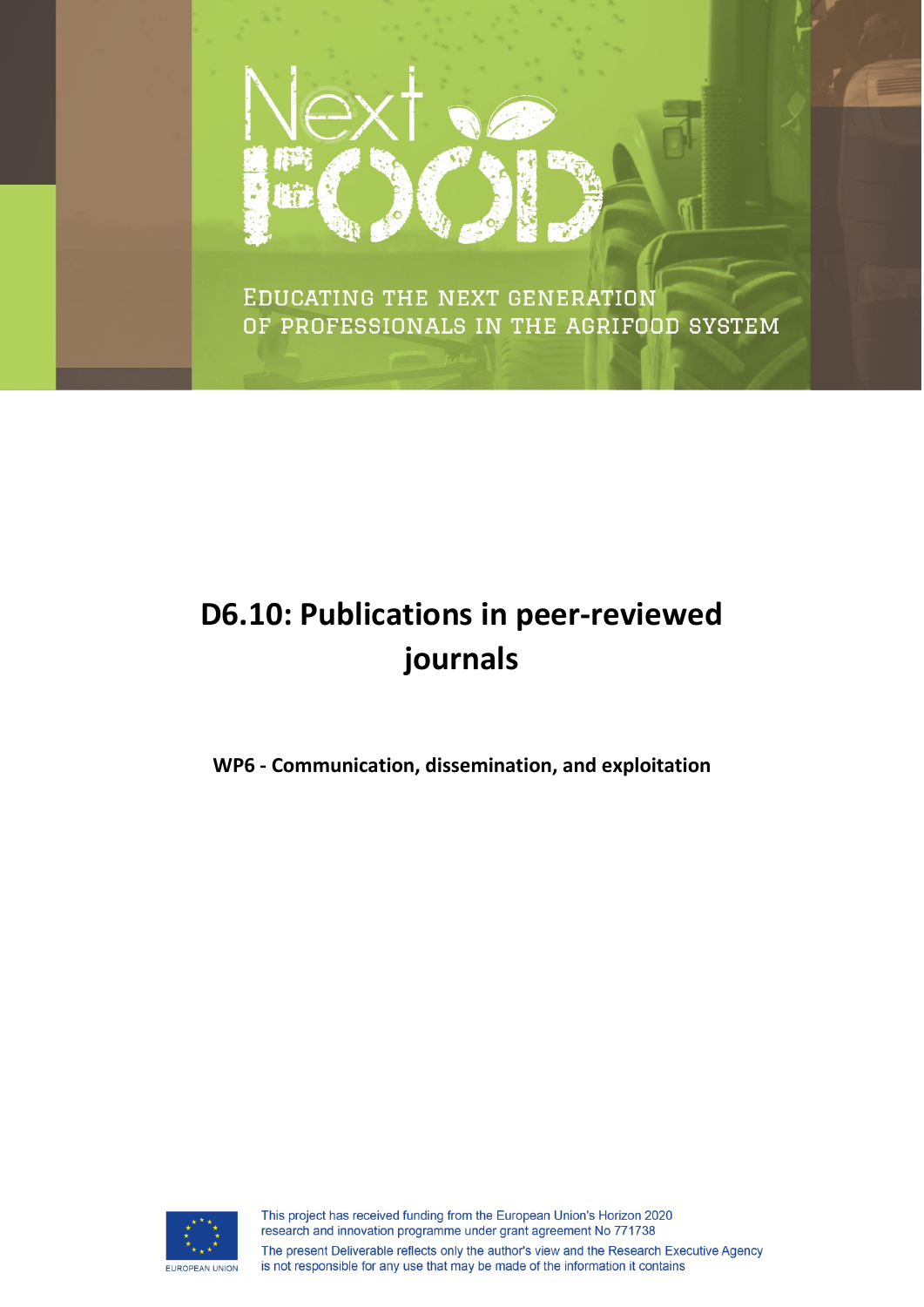Next FOOD

EDUCATING THE NEXT GENERATION OF PROFESSIONALS IN THE AGRIFOOD SYSTEM

# D6.10: Publications in peer-reviewed journals

**WP6 - Communication, dissemination, and exploitation**

This project has received funding from the European Union's Horizon 2020 research and innovation programme under grant agreement No 771738

The present Deliverable reflects only the author's view and the Research Executive Agency is not responsible for any use that may be made of the information it contains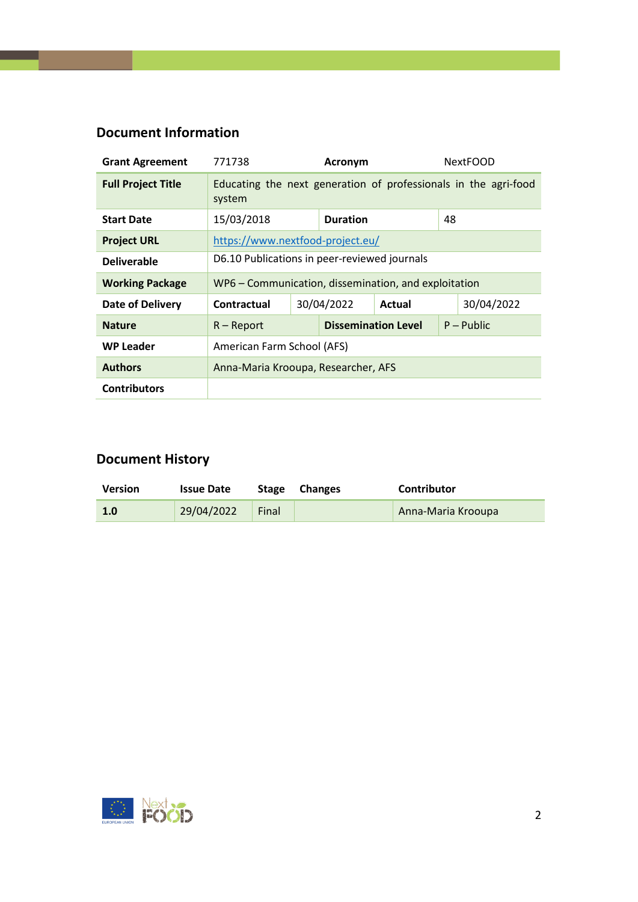## Document Information

| Grant Agreement | 771738 | | | Acronym | NextFOOD |
|---|---|---|---|---|---|
| **Full Project Title** | Educating the next generation of professionals in the agri-food system | | | | |
| **Start Date** | 15/03/2018 | | | **Duration** | 48 |
| **Project URL** | https://www.nextfood-project.eu/ | | | | |
| **Deliverable** | D6.10 Publications in peer-reviewed journals | | | | |
| **Working Package** | WP6 – Communication, dissemination, and exploitation | | | | |
| **Date of Delivery** | **Contractual** | 30/04/2022 | **Actual** | | 30/04/2022 |
| **Nature** | R – Report | | | **Dissemination Level** | P – Public |
| **WP Leader** | American Farm School (AFS) | | | | |
| **Authors** | Anna-Maria Krooupa, Researcher, AFS | | | | |
| **Contributors** | | | | | |

## Document History

| Version | Issue Date | Stage | Changes | Contributor |
|---|---|---|---|---|
| **1.0** | 29/04/2022 | Final | | Anna-Maria Krooupa |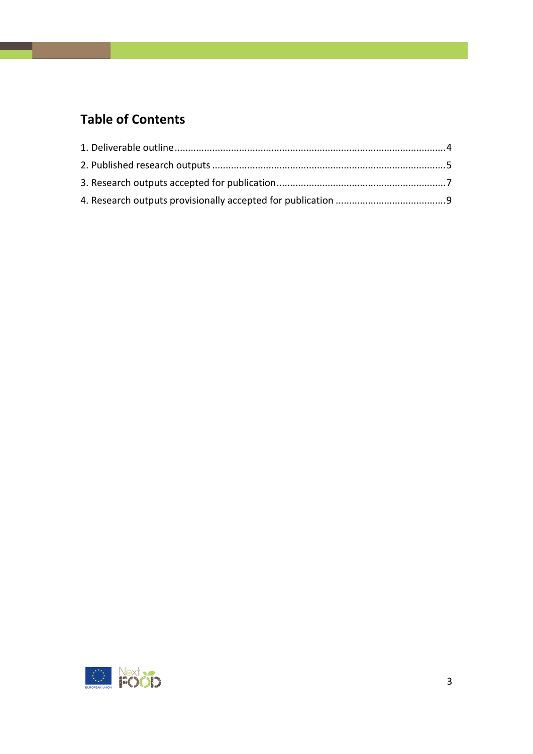# Table of Contents

1. Deliverable outline ....................................................................................................4
2. Published research outputs ......................................................................................5
3. Research outputs accepted for publication ...............................................................7
4. Research outputs provisionally accepted for publication .........................................9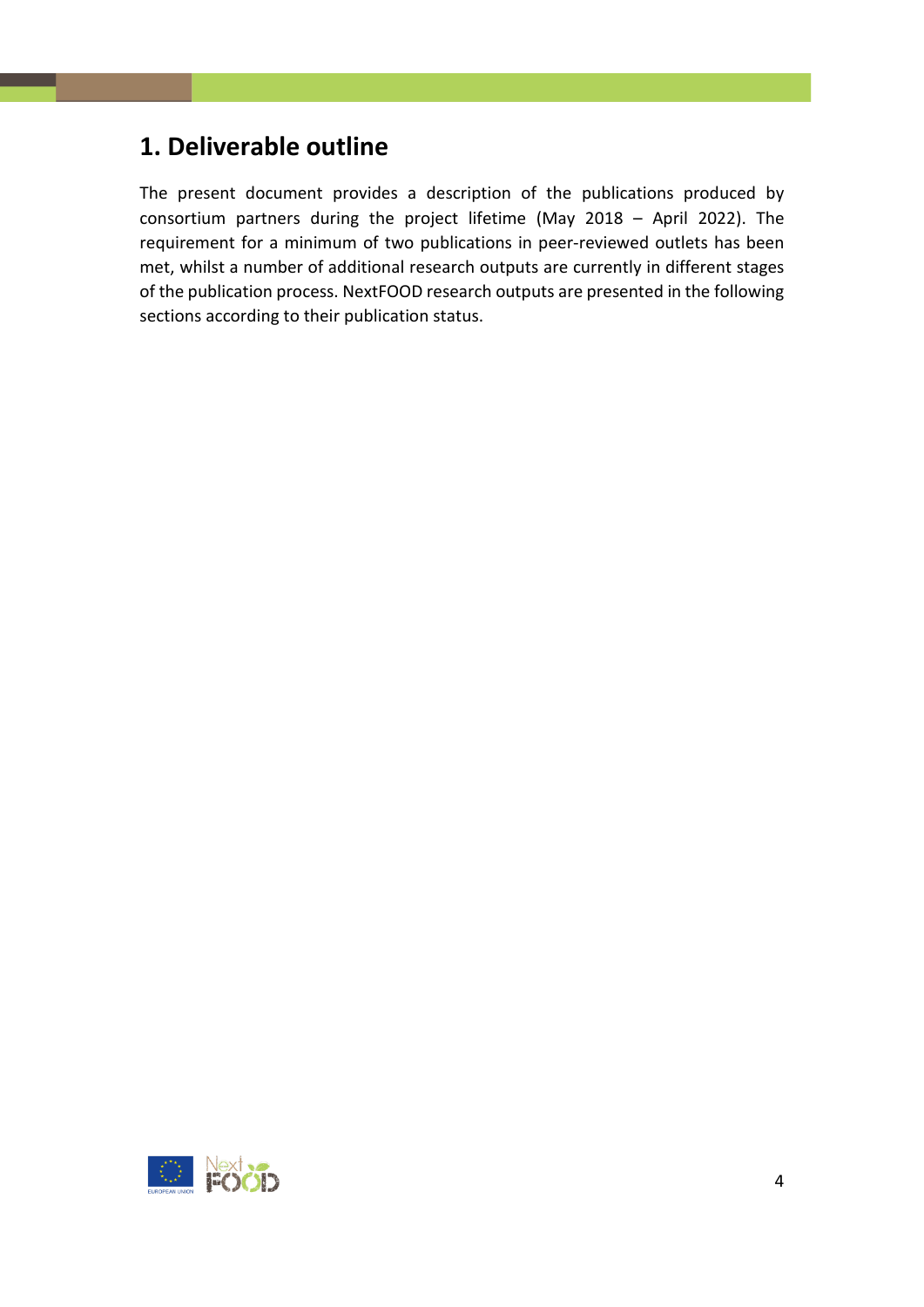# 1. Deliverable outline

The present document provides a description of the publications produced by consortium partners during the project lifetime (May 2018 – April 2022). The requirement for a minimum of two publications in peer-reviewed outlets has been met, whilst a number of additional research outputs are currently in different stages of the publication process. NextFOOD research outputs are presented in the following sections according to their publication status.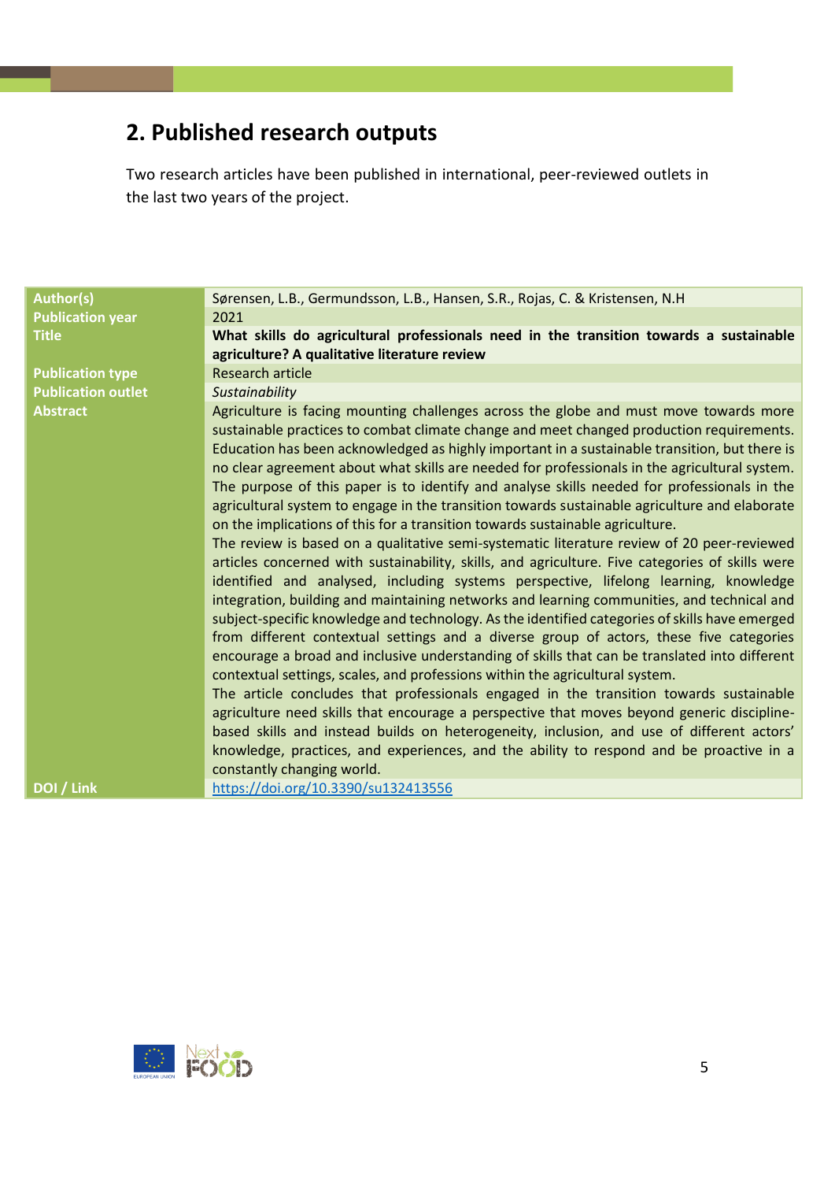## 2. Published research outputs

Two research articles have been published in international, peer-reviewed outlets in the last two years of the project.

| | |
|---|---|
| **Author(s)** | Sørensen, L.B., Germundsson, L.B., Hansen, S.R., Rojas, C. & Kristensen, N.H |
| **Publication year** | 2021 |
| **Title** | **What skills do agricultural professionals need in the transition towards a sustainable agriculture? A qualitative literature review** |
| **Publication type** | Research article |
| **Publication outlet** | *Sustainability* |
| **Abstract** | Agriculture is facing mounting challenges across the globe and must move towards more sustainable practices to combat climate change and meet changed production requirements. Education has been acknowledged as highly important in a sustainable transition, but there is no clear agreement about what skills are needed for professionals in the agricultural system. The purpose of this paper is to identify and analyse skills needed for professionals in the agricultural system to engage in the transition towards sustainable agriculture and elaborate on the implications of this for a transition towards sustainable agriculture.<br>The review is based on a qualitative semi-systematic literature review of 20 peer-reviewed articles concerned with sustainability, skills, and agriculture. Five categories of skills were identified and analysed, including systems perspective, lifelong learning, knowledge integration, building and maintaining networks and learning communities, and technical and subject-specific knowledge and technology. As the identified categories of skills have emerged from different contextual settings and a diverse group of actors, these five categories encourage a broad and inclusive understanding of skills that can be translated into different contextual settings, scales, and professions within the agricultural system.<br>The article concludes that professionals engaged in the transition towards sustainable agriculture need skills that encourage a perspective that moves beyond generic discipline-based skills and instead builds on heterogeneity, inclusion, and use of different actors' knowledge, practices, and experiences, and the ability to respond and be proactive in a constantly changing world. |
| **DOI / Link** | https://doi.org/10.3390/su132413556 |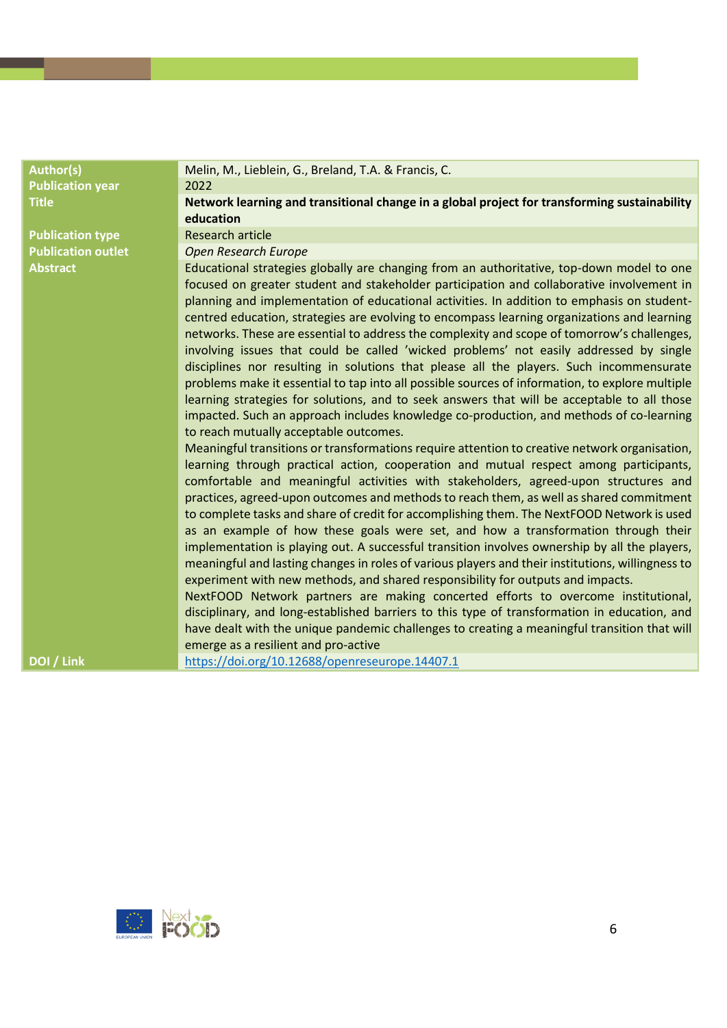| | |
|---|---|
| **Author(s)** | Melin, M., Lieblein, G., Breland, T.A. & Francis, C. |
| **Publication year** | 2022 |
| **Title** | **Network learning and transitional change in a global project for transforming sustainability education** |
| **Publication type** | Research article |
| **Publication outlet** | *Open Research Europe* |
| **Abstract** | Educational strategies globally are changing from an authoritative, top-down model to one focused on greater student and stakeholder participation and collaborative involvement in planning and implementation of educational activities. In addition to emphasis on student-centred education, strategies are evolving to encompass learning organizations and learning networks. These are essential to address the complexity and scope of tomorrow's challenges, involving issues that could be called 'wicked problems' not easily addressed by single disciplines nor resulting in solutions that please all the players. Such incommensurate problems make it essential to tap into all possible sources of information, to explore multiple learning strategies for solutions, and to seek answers that will be acceptable to all those impacted. Such an approach includes knowledge co-production, and methods of co-learning to reach mutually acceptable outcomes.<br>Meaningful transitions or transformations require attention to creative network organisation, learning through practical action, cooperation and mutual respect among participants, comfortable and meaningful activities with stakeholders, agreed-upon structures and practices, agreed-upon outcomes and methods to reach them, as well as shared commitment to complete tasks and share of credit for accomplishing them. The NextFOOD Network is used as an example of how these goals were set, and how a transformation through their implementation is playing out. A successful transition involves ownership by all the players, meaningful and lasting changes in roles of various players and their institutions, willingness to experiment with new methods, and shared responsibility for outputs and impacts.<br>NextFOOD Network partners are making concerted efforts to overcome institutional, disciplinary, and long-established barriers to this type of transformation in education, and have dealt with the unique pandemic challenges to creating a meaningful transition that will emerge as a resilient and pro-active |
| **DOI / Link** | https://doi.org/10.12688/openreseurope.14407.1 |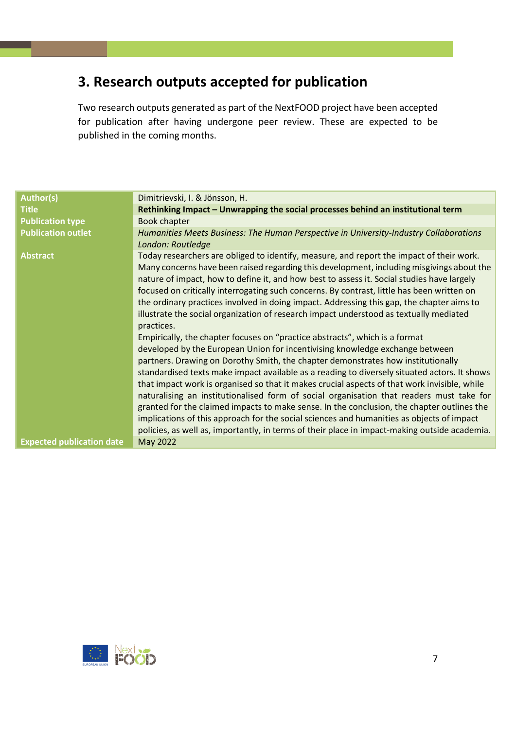## 3. Research outputs accepted for publication

Two research outputs generated as part of the NextFOOD project have been accepted for publication after having undergone peer review. These are expected to be published in the coming months.

| | |
|---|---|
| **Author(s)** | Dimitrievski, I. & Jönsson, H. |
| **Title** | **Rethinking Impact – Unwrapping the social processes behind an institutional term** |
| **Publication type** | Book chapter |
| **Publication outlet** | *Humanities Meets Business: The Human Perspective in University-Industry Collaborations London: Routledge* |
| **Abstract** | Today researchers are obliged to identify, measure, and report the impact of their work. Many concerns have been raised regarding this development, including misgivings about the nature of impact, how to define it, and how best to assess it. Social studies have largely focused on critically interrogating such concerns. By contrast, little has been written on the ordinary practices involved in doing impact. Addressing this gap, the chapter aims to illustrate the social organization of research impact understood as textually mediated practices.<br>Empirically, the chapter focuses on "practice abstracts", which is a format developed by the European Union for incentivising knowledge exchange between partners. Drawing on Dorothy Smith, the chapter demonstrates how institutionally standardised texts make impact available as a reading to diversely situated actors. It shows that impact work is organised so that it makes crucial aspects of that work invisible, while naturalising an institutionalised form of social organisation that readers must take for granted for the claimed impacts to make sense. In the conclusion, the chapter outlines the implications of this approach for the social sciences and humanities as objects of impact policies, as well as, importantly, in terms of their place in impact-making outside academia. |
| **Expected publication date** | May 2022 |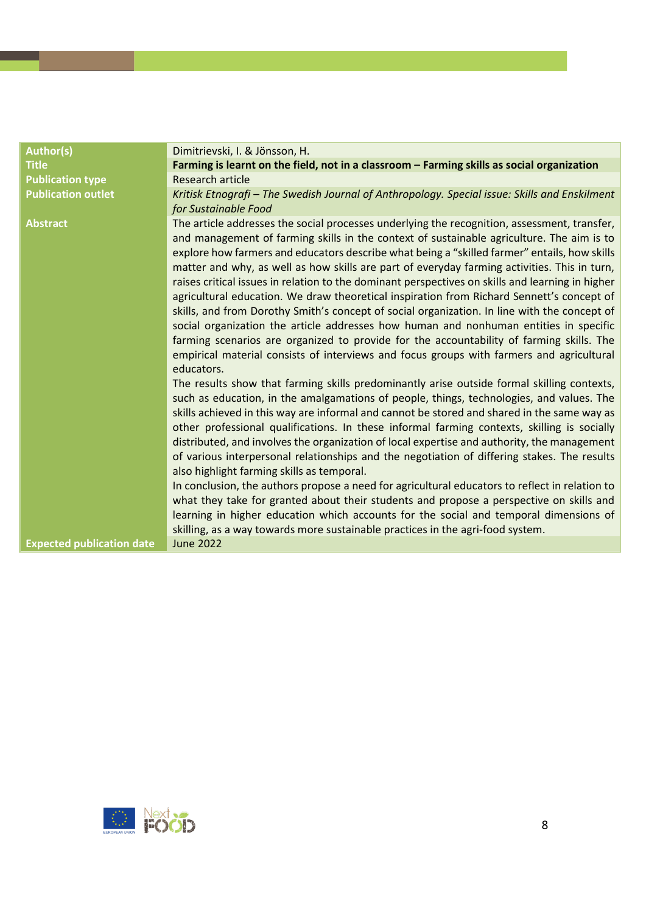| | |
|---|---|
| **Author(s)** | Dimitrievski, I. & Jönsson, H. |
| **Title** | **Farming is learnt on the field, not in a classroom – Farming skills as social organization** |
| **Publication type** | Research article |
| **Publication outlet** | *Kritisk Etnografi – The Swedish Journal of Anthropology. Special issue: Skills and Enskilment for Sustainable Food* |
| **Abstract** | The article addresses the social processes underlying the recognition, assessment, transfer, and management of farming skills in the context of sustainable agriculture. The aim is to explore how farmers and educators describe what being a "skilled farmer" entails, how skills matter and why, as well as how skills are part of everyday farming activities. This in turn, raises critical issues in relation to the dominant perspectives on skills and learning in higher agricultural education. We draw theoretical inspiration from Richard Sennett's concept of skills, and from Dorothy Smith's concept of social organization. In line with the concept of social organization the article addresses how human and nonhuman entities in specific farming scenarios are organized to provide for the accountability of farming skills. The empirical material consists of interviews and focus groups with farmers and agricultural educators.<br>The results show that farming skills predominantly arise outside formal skilling contexts, such as education, in the amalgamations of people, things, technologies, and values. The skills achieved in this way are informal and cannot be stored and shared in the same way as other professional qualifications. In these informal farming contexts, skilling is socially distributed, and involves the organization of local expertise and authority, the management of various interpersonal relationships and the negotiation of differing stakes. The results also highlight farming skills as temporal.<br>In conclusion, the authors propose a need for agricultural educators to reflect in relation to what they take for granted about their students and propose a perspective on skills and learning in higher education which accounts for the social and temporal dimensions of skilling, as a way towards more sustainable practices in the agri-food system. |
| **Expected publication date** | June 2022 |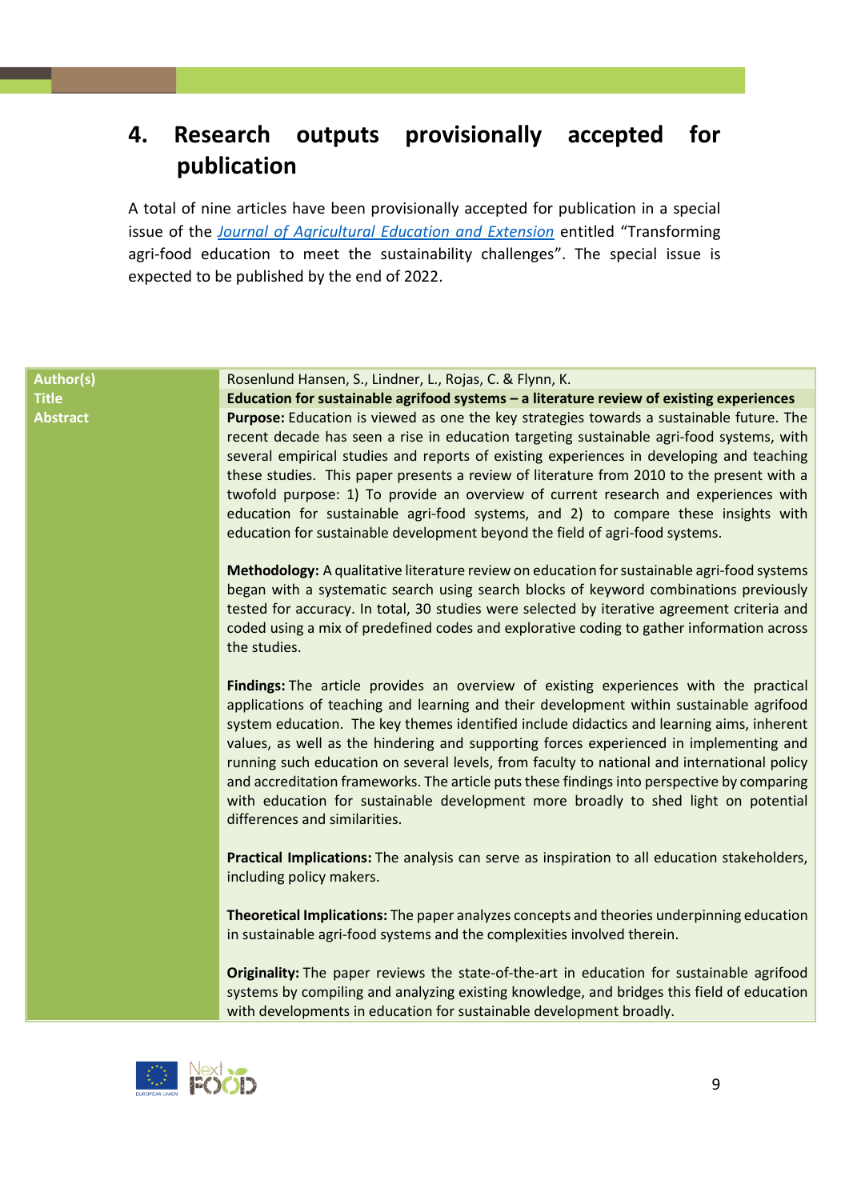## 4. Research outputs provisionally accepted for publication

A total of nine articles have been provisionally accepted for publication in a special issue of the [Journal of Agricultural Education and Extension](#) entitled "Transforming agri-food education to meet the sustainability challenges". The special issue is expected to be published by the end of 2022.

| | |
|---|---|
| **Author(s)** | Rosenlund Hansen, S., Lindner, L., Rojas, C. & Flynn, K. |
| **Title** | **Education for sustainable agrifood systems – a literature review of existing experiences** |
| **Abstract** | **Purpose:** Education is viewed as one the key strategies towards a sustainable future. The recent decade has seen a rise in education targeting sustainable agri-food systems, with several empirical studies and reports of existing experiences in developing and teaching these studies. This paper presents a review of literature from 2010 to the present with a twofold purpose: 1) To provide an overview of current research and experiences with education for sustainable agri-food systems, and 2) to compare these insights with education for sustainable development beyond the field of agri-food systems.<br><br>**Methodology:** A qualitative literature review on education for sustainable agri-food systems began with a systematic search using search blocks of keyword combinations previously tested for accuracy. In total, 30 studies were selected by iterative agreement criteria and coded using a mix of predefined codes and explorative coding to gather information across the studies.<br><br>**Findings:** The article provides an overview of existing experiences with the practical applications of teaching and learning and their development within sustainable agrifood system education. The key themes identified include didactics and learning aims, inherent values, as well as the hindering and supporting forces experienced in implementing and running such education on several levels, from faculty to national and international policy and accreditation frameworks. The article puts these findings into perspective by comparing with education for sustainable development more broadly to shed light on potential differences and similarities.<br><br>**Practical Implications:** The analysis can serve as inspiration to all education stakeholders, including policy makers.<br><br>**Theoretical Implications:** The paper analyzes concepts and theories underpinning education in sustainable agri-food systems and the complexities involved therein.<br><br>**Originality:** The paper reviews the state-of-the-art in education for sustainable agrifood systems by compiling and analyzing existing knowledge, and bridges this field of education with developments in education for sustainable development broadly. |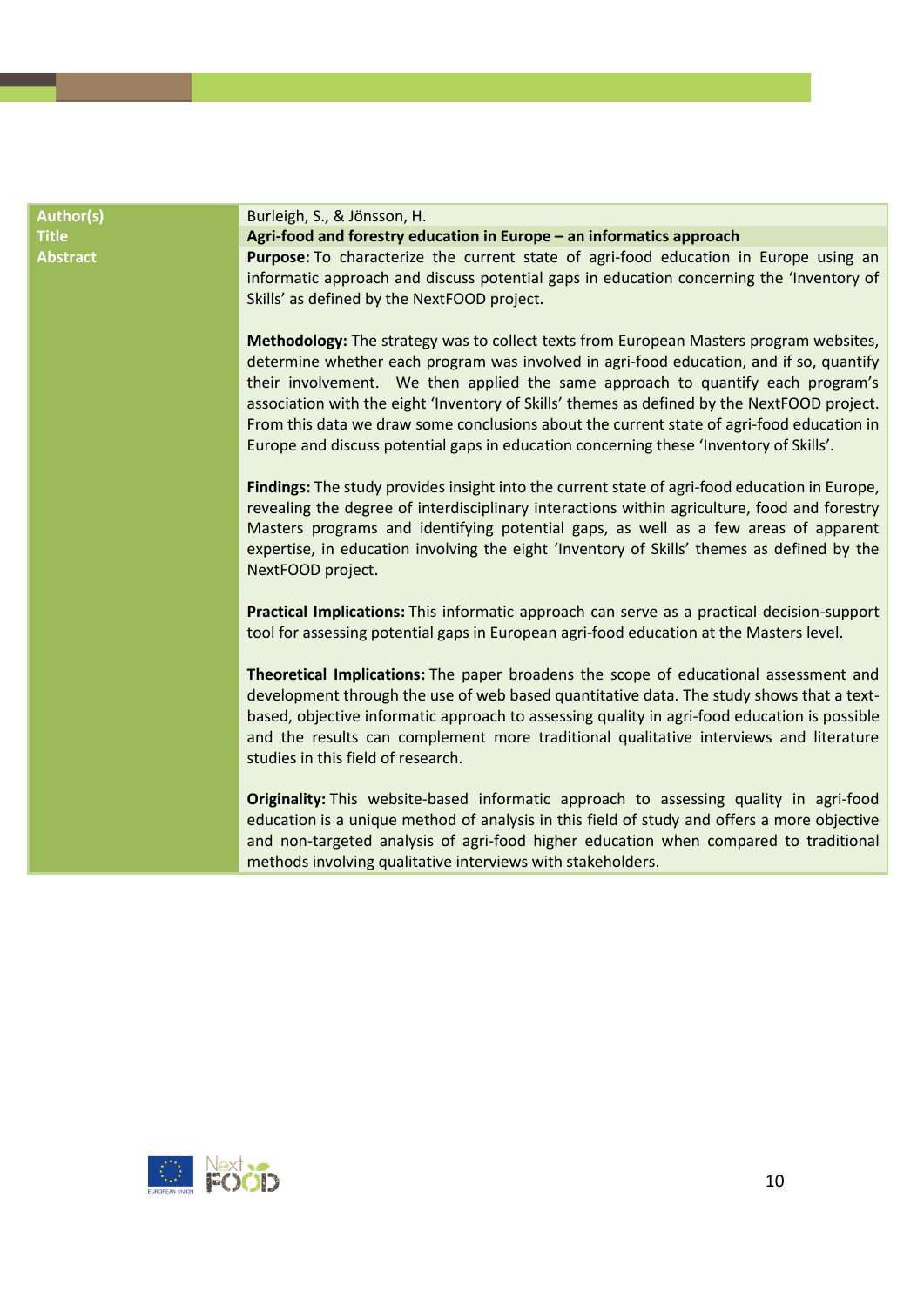| | |
|---|---|
| **Author(s)** | Burleigh, S., & Jönsson, H. |
| **Title** | **Agri-food and forestry education in Europe – an informatics approach** |
| **Abstract** | **Purpose:** To characterize the current state of agri-food education in Europe using an informatic approach and discuss potential gaps in education concerning the 'Inventory of Skills' as defined by the NextFOOD project.<br><br>**Methodology:** The strategy was to collect texts from European Masters program websites, determine whether each program was involved in agri-food education, and if so, quantify their involvement. We then applied the same approach to quantify each program's association with the eight 'Inventory of Skills' themes as defined by the NextFOOD project. From this data we draw some conclusions about the current state of agri-food education in Europe and discuss potential gaps in education concerning these 'Inventory of Skills'.<br><br>**Findings:** The study provides insight into the current state of agri-food education in Europe, revealing the degree of interdisciplinary interactions within agriculture, food and forestry Masters programs and identifying potential gaps, as well as a few areas of apparent expertise, in education involving the eight 'Inventory of Skills' themes as defined by the NextFOOD project.<br><br>**Practical Implications:** This informatic approach can serve as a practical decision-support tool for assessing potential gaps in European agri-food education at the Masters level.<br><br>**Theoretical Implications:** The paper broadens the scope of educational assessment and development through the use of web based quantitative data. The study shows that a text-based, objective informatic approach to assessing quality in agri-food education is possible and the results can complement more traditional qualitative interviews and literature studies in this field of research.<br><br>**Originality:** This website-based informatic approach to assessing quality in agri-food education is a unique method of analysis in this field of study and offers a more objective and non-targeted analysis of agri-food higher education when compared to traditional methods involving qualitative interviews with stakeholders. |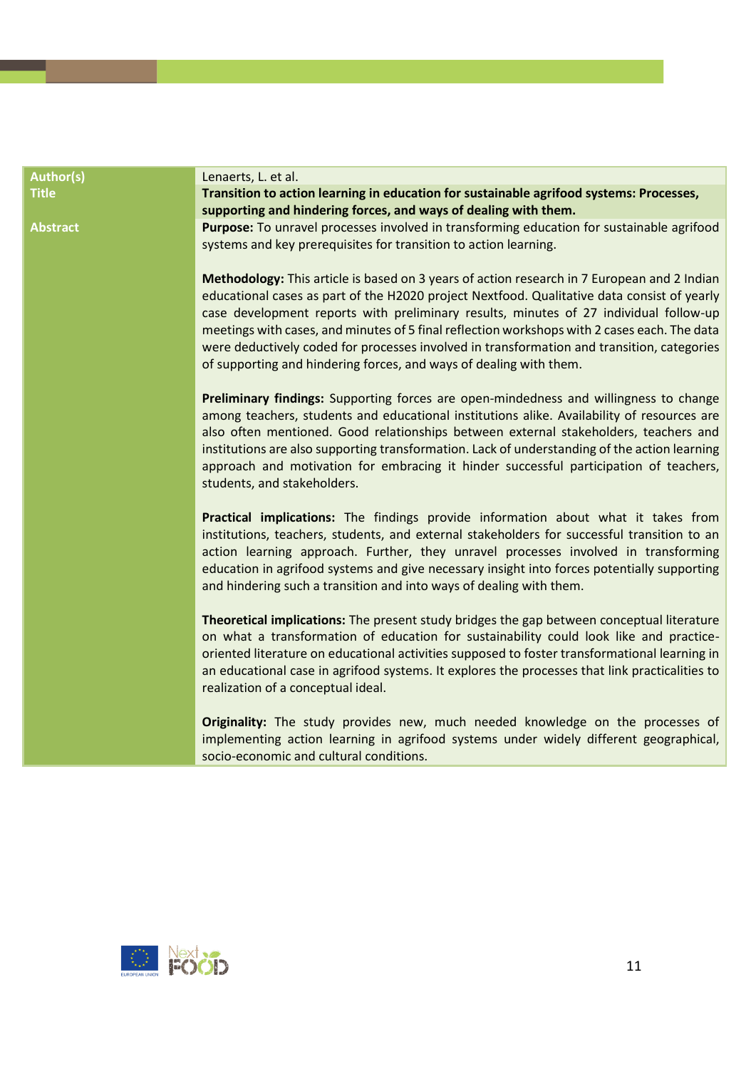| | |
|---|---|
| **Author(s)** | Lenaerts, L. et al. |
| **Title** | **Transition to action learning in education for sustainable agrifood systems: Processes, supporting and hindering forces, and ways of dealing with them.** |
| **Abstract** | **Purpose:** To unravel processes involved in transforming education for sustainable agrifood systems and key prerequisites for transition to action learning.<br><br>**Methodology:** This article is based on 3 years of action research in 7 European and 2 Indian educational cases as part of the H2020 project Nextfood. Qualitative data consist of yearly case development reports with preliminary results, minutes of 27 individual follow-up meetings with cases, and minutes of 5 final reflection workshops with 2 cases each. The data were deductively coded for processes involved in transformation and transition, categories of supporting and hindering forces, and ways of dealing with them.<br><br>**Preliminary findings:** Supporting forces are open-mindedness and willingness to change among teachers, students and educational institutions alike. Availability of resources are also often mentioned. Good relationships between external stakeholders, teachers and institutions are also supporting transformation. Lack of understanding of the action learning approach and motivation for embracing it hinder successful participation of teachers, students, and stakeholders.<br><br>**Practical implications:** The findings provide information about what it takes from institutions, teachers, students, and external stakeholders for successful transition to an action learning approach. Further, they unravel processes involved in transforming education in agrifood systems and give necessary insight into forces potentially supporting and hindering such a transition and into ways of dealing with them.<br><br>**Theoretical implications:** The present study bridges the gap between conceptual literature on what a transformation of education for sustainability could look like and practice-oriented literature on educational activities supposed to foster transformational learning in an educational case in agrifood systems. It explores the processes that link practicalities to realization of a conceptual ideal.<br><br>**Originality:** The study provides new, much needed knowledge on the processes of implementing action learning in agrifood systems under widely different geographical, socio-economic and cultural conditions. |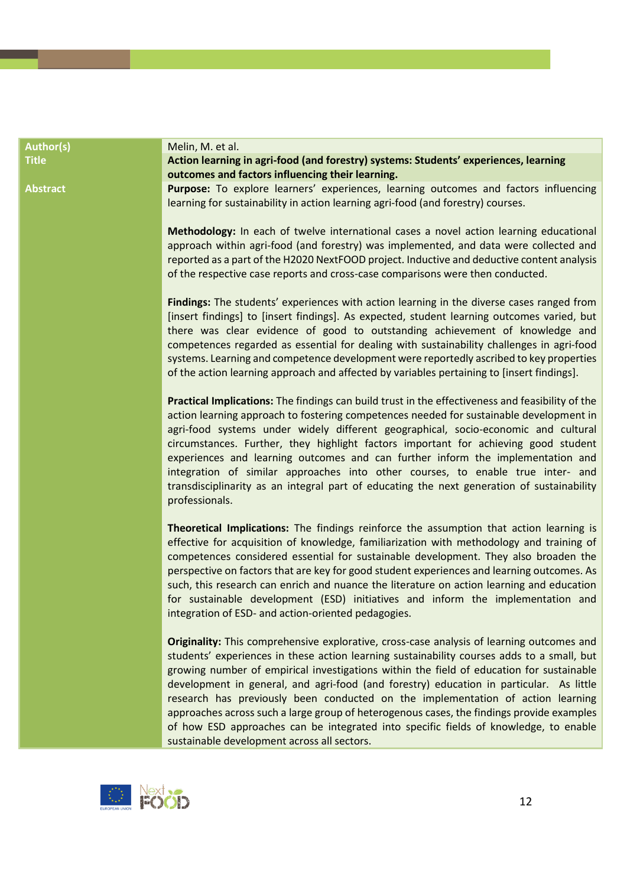| | |
|---|---|
| **Author(s)** | Melin, M. et al. |
| **Title** | **Action learning in agri-food (and forestry) systems: Students' experiences, learning outcomes and factors influencing their learning.** |
| **Abstract** | **Purpose:** To explore learners' experiences, learning outcomes and factors influencing learning for sustainability in action learning agri-food (and forestry) courses.<br><br>**Methodology:** In each of twelve international cases a novel action learning educational approach within agri-food (and forestry) was implemented, and data were collected and reported as a part of the H2020 NextFOOD project. Inductive and deductive content analysis of the respective case reports and cross-case comparisons were then conducted.<br><br>**Findings:** The students' experiences with action learning in the diverse cases ranged from [insert findings] to [insert findings]. As expected, student learning outcomes varied, but there was clear evidence of good to outstanding achievement of knowledge and competences regarded as essential for dealing with sustainability challenges in agri-food systems. Learning and competence development were reportedly ascribed to key properties of the action learning approach and affected by variables pertaining to [insert findings].<br><br>**Practical Implications:** The findings can build trust in the effectiveness and feasibility of the action learning approach to fostering competences needed for sustainable development in agri-food systems under widely different geographical, socio-economic and cultural circumstances. Further, they highlight factors important for achieving good student experiences and learning outcomes and can further inform the implementation and integration of similar approaches into other courses, to enable true inter- and transdisciplinarity as an integral part of educating the next generation of sustainability professionals.<br><br>**Theoretical Implications:** The findings reinforce the assumption that action learning is effective for acquisition of knowledge, familiarization with methodology and training of competences considered essential for sustainable development. They also broaden the perspective on factors that are key for good student experiences and learning outcomes. As such, this research can enrich and nuance the literature on action learning and education for sustainable development (ESD) initiatives and inform the implementation and integration of ESD- and action-oriented pedagogies.<br><br>**Originality:** This comprehensive explorative, cross-case analysis of learning outcomes and students' experiences in these action learning sustainability courses adds to a small, but growing number of empirical investigations within the field of education for sustainable development in general, and agri-food (and forestry) education in particular. As little research has previously been conducted on the implementation of action learning approaches across such a large group of heterogenous cases, the findings provide examples of how ESD approaches can be integrated into specific fields of knowledge, to enable sustainable development across all sectors. |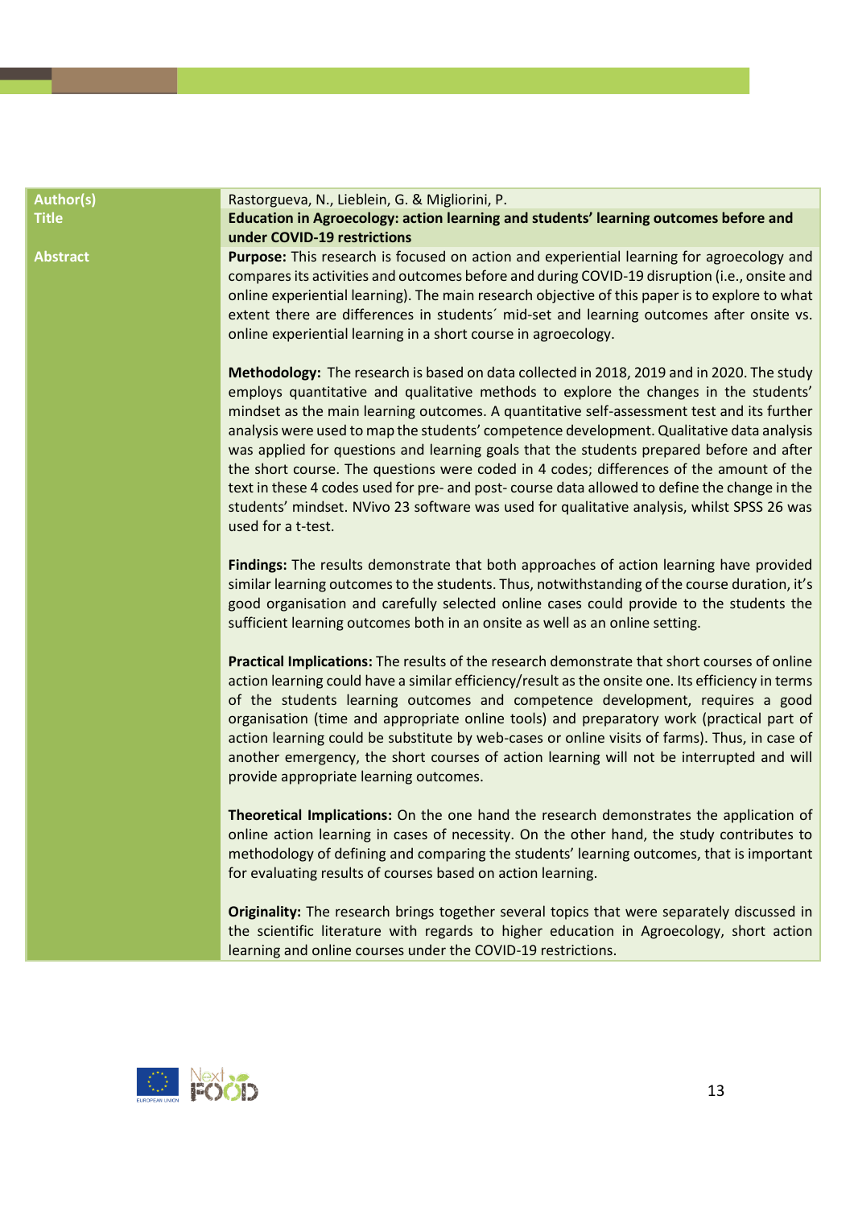| | |
|---|---|
| **Author(s)** | Rastorgueva, N., Lieblein, G. & Migliorini, P. |
| **Title** | **Education in Agroecology: action learning and students' learning outcomes before and under COVID-19 restrictions** |
| **Abstract** | **Purpose:** This research is focused on action and experiential learning for agroecology and compares its activities and outcomes before and during COVID-19 disruption (i.e., onsite and online experiential learning). The main research objective of this paper is to explore to what extent there are differences in students´ mid-set and learning outcomes after onsite vs. online experiential learning in a short course in agroecology.<br><br>**Methodology:** The research is based on data collected in 2018, 2019 and in 2020. The study employs quantitative and qualitative methods to explore the changes in the students' mindset as the main learning outcomes. A quantitative self-assessment test and its further analysis were used to map the students' competence development. Qualitative data analysis was applied for questions and learning goals that the students prepared before and after the short course. The questions were coded in 4 codes; differences of the amount of the text in these 4 codes used for pre- and post- course data allowed to define the change in the students' mindset. NVivo 23 software was used for qualitative analysis, whilst SPSS 26 was used for a t-test.<br><br>**Findings:** The results demonstrate that both approaches of action learning have provided similar learning outcomes to the students. Thus, notwithstanding of the course duration, it's good organisation and carefully selected online cases could provide to the students the sufficient learning outcomes both in an onsite as well as an online setting.<br><br>**Practical Implications:** The results of the research demonstrate that short courses of online action learning could have a similar efficiency/result as the onsite one. Its efficiency in terms of the students learning outcomes and competence development, requires a good organisation (time and appropriate online tools) and preparatory work (practical part of action learning could be substitute by web-cases or online visits of farms). Thus, in case of another emergency, the short courses of action learning will not be interrupted and will provide appropriate learning outcomes.<br><br>**Theoretical Implications:** On the one hand the research demonstrates the application of online action learning in cases of necessity. On the other hand, the study contributes to methodology of defining and comparing the students' learning outcomes, that is important for evaluating results of courses based on action learning.<br><br>**Originality:** The research brings together several topics that were separately discussed in the scientific literature with regards to higher education in Agroecology, short action learning and online courses under the COVID-19 restrictions. |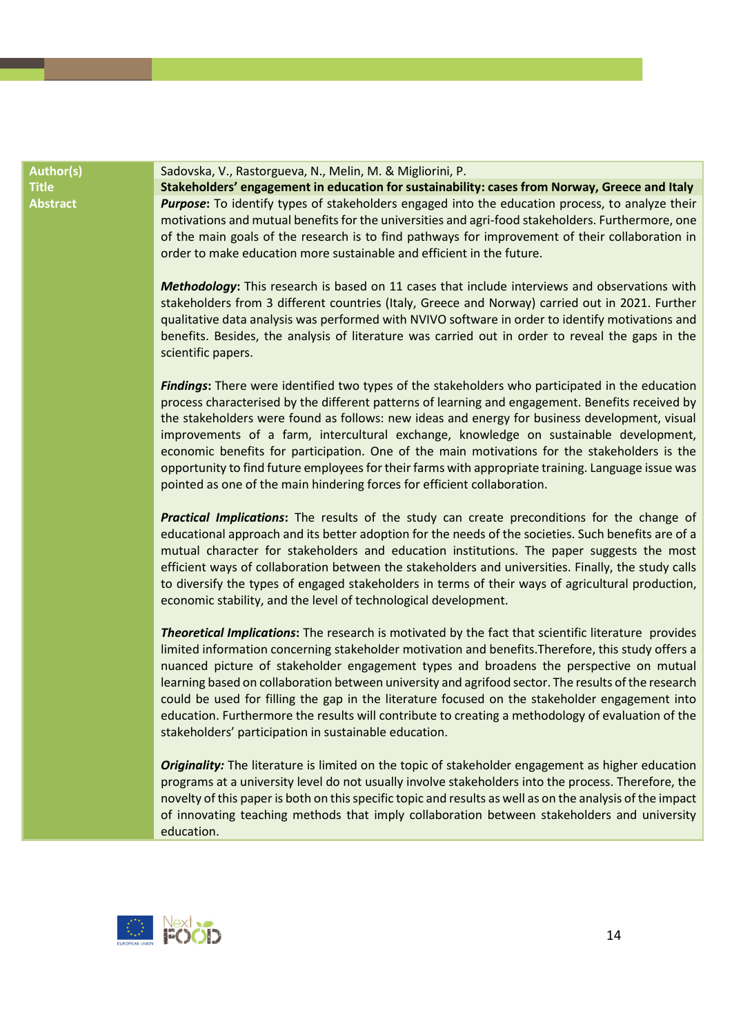| | |
|---|---|
| **Author(s)** | Sadovska, V., Rastorgueva, N., Melin, M. & Migliorini, P. |
| **Title** | **Stakeholders' engagement in education for sustainability: cases from Norway, Greece and Italy** |
| **Abstract** | ***Purpose***: To identify types of stakeholders engaged into the education process, to analyze their motivations and mutual benefits for the universities and agri-food stakeholders. Furthermore, one of the main goals of the research is to find pathways for improvement of their collaboration in order to make education more sustainable and efficient in the future.<br><br>***Methodology***: This research is based on 11 cases that include interviews and observations with stakeholders from 3 different countries (Italy, Greece and Norway) carried out in 2021. Further qualitative data analysis was performed with NVIVO software in order to identify motivations and benefits. Besides, the analysis of literature was carried out in order to reveal the gaps in the scientific papers.<br><br>***Findings***: There were identified two types of the stakeholders who participated in the education process characterised by the different patterns of learning and engagement. Benefits received by the stakeholders were found as follows: new ideas and energy for business development, visual improvements of a farm, intercultural exchange, knowledge on sustainable development, economic benefits for participation. One of the main motivations for the stakeholders is the opportunity to find future employees for their farms with appropriate training. Language issue was pointed as one of the main hindering forces for efficient collaboration.<br><br>***Practical Implications***: The results of the study can create preconditions for the change of educational approach and its better adoption for the needs of the societies. Such benefits are of a mutual character for stakeholders and education institutions. The paper suggests the most efficient ways of collaboration between the stakeholders and universities. Finally, the study calls to diversify the types of engaged stakeholders in terms of their ways of agricultural production, economic stability, and the level of technological development.<br><br>***Theoretical Implications***: The research is motivated by the fact that scientific literature provides limited information concerning stakeholder motivation and benefits.Therefore, this study offers a nuanced picture of stakeholder engagement types and broadens the perspective on mutual learning based on collaboration between university and agrifood sector. The results of the research could be used for filling the gap in the literature focused on the stakeholder engagement into education. Furthermore the results will contribute to creating a methodology of evaluation of the stakeholders' participation in sustainable education.<br><br>***Originality:*** The literature is limited on the topic of stakeholder engagement as higher education programs at a university level do not usually involve stakeholders into the process. Therefore, the novelty of this paper is both on this specific topic and results as well as on the analysis of the impact of innovating teaching methods that imply collaboration between stakeholders and university education. |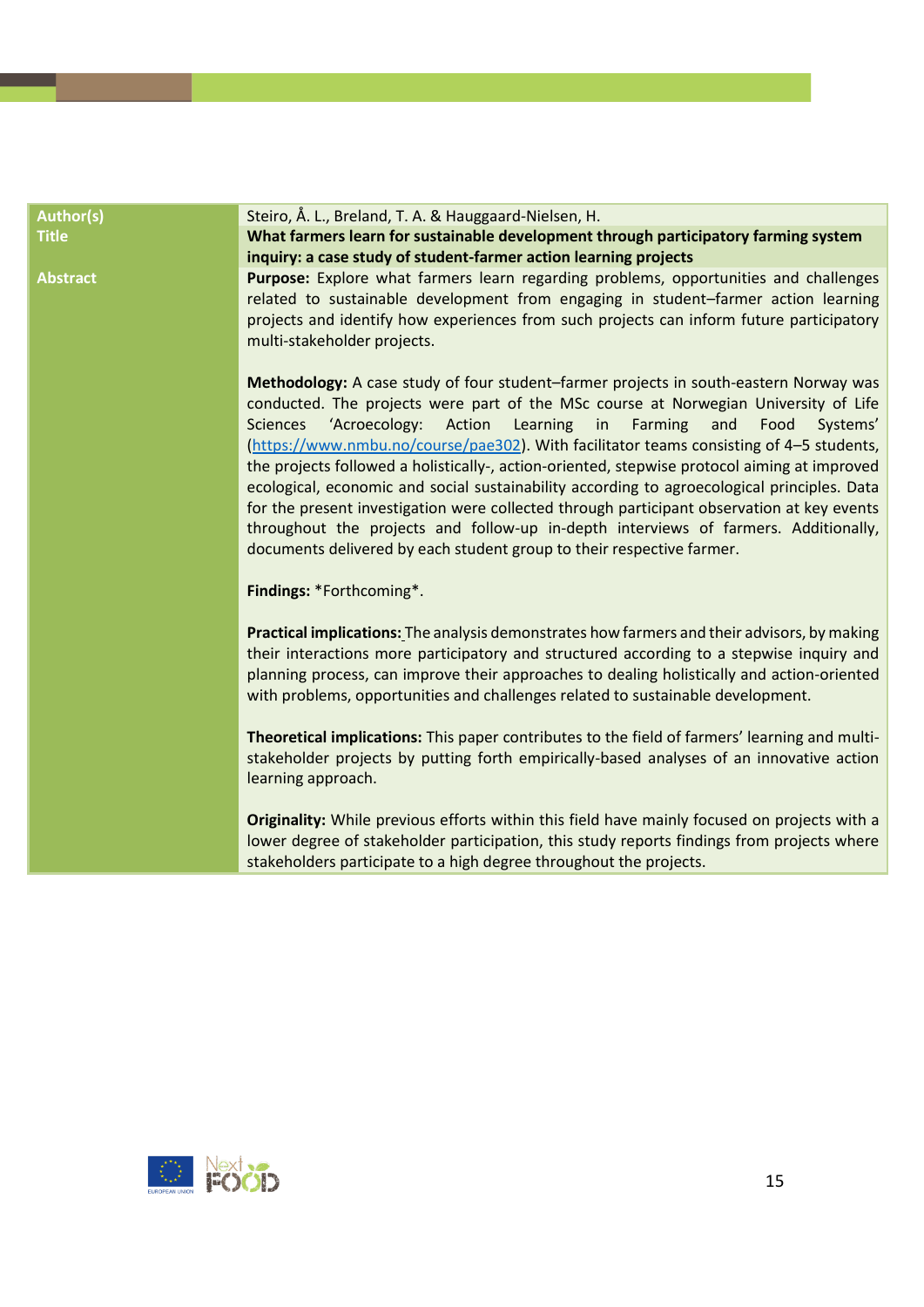| | |
|---|---|
| **Author(s)** | Steiro, Å. L., Breland, T. A. & Hauggaard-Nielsen, H. |
| **Title** | **What farmers learn for sustainable development through participatory farming system inquiry: a case study of student-farmer action learning projects** |
| **Abstract** | **Purpose:** Explore what farmers learn regarding problems, opportunities and challenges related to sustainable development from engaging in student–farmer action learning projects and identify how experiences from such projects can inform future participatory multi-stakeholder projects.<br><br>**Methodology:** A case study of four student–farmer projects in south-eastern Norway was conducted. The projects were part of the MSc course at Norwegian University of Life Sciences 'Acroecology: Action Learning in Farming and Food Systems' (https://www.nmbu.no/course/pae302). With facilitator teams consisting of 4–5 students, the projects followed a holistically-, action-oriented, stepwise protocol aiming at improved ecological, economic and social sustainability according to agroecological principles. Data for the present investigation were collected through participant observation at key events throughout the projects and follow-up in-depth interviews of farmers. Additionally, documents delivered by each student group to their respective farmer.<br><br>**Findings:** *Forthcoming*.<br><br>**Practical implications:** The analysis demonstrates how farmers and their advisors, by making their interactions more participatory and structured according to a stepwise inquiry and planning process, can improve their approaches to dealing holistically and action-oriented with problems, opportunities and challenges related to sustainable development.<br><br>**Theoretical implications:** This paper contributes to the field of farmers' learning and multi-stakeholder projects by putting forth empirically-based analyses of an innovative action learning approach.<br><br>**Originality:** While previous efforts within this field have mainly focused on projects with a lower degree of stakeholder participation, this study reports findings from projects where stakeholders participate to a high degree throughout the projects. |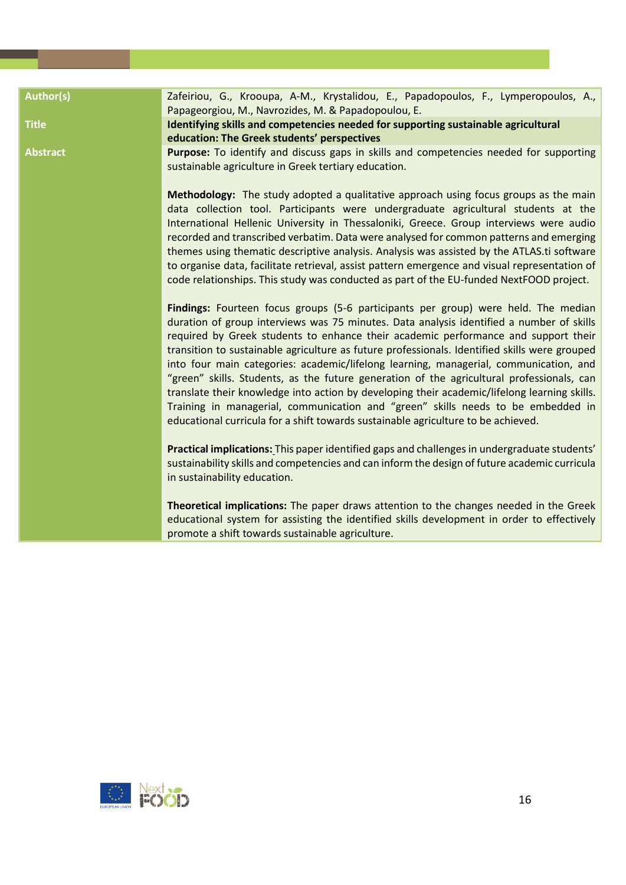| | |
|---|---|
| **Author(s)** | Zafeiriou, G., Krooupa, A-M., Krystalidou, E., Papadopoulos, F., Lymperopoulos, A., Papageorgiou, M., Navrozides, M. & Papadopoulou, E. |
| **Title** | **Identifying skills and competencies needed for supporting sustainable agricultural education: The Greek students' perspectives** |
| **Abstract** | **Purpose:** To identify and discuss gaps in skills and competencies needed for supporting sustainable agriculture in Greek tertiary education.<br><br>**Methodology:** The study adopted a qualitative approach using focus groups as the main data collection tool. Participants were undergraduate agricultural students at the International Hellenic University in Thessaloniki, Greece. Group interviews were audio recorded and transcribed verbatim. Data were analysed for common patterns and emerging themes using thematic descriptive analysis. Analysis was assisted by the ATLAS.ti software to organise data, facilitate retrieval, assist pattern emergence and visual representation of code relationships. This study was conducted as part of the EU-funded NextFOOD project.<br><br>**Findings:** Fourteen focus groups (5-6 participants per group) were held. The median duration of group interviews was 75 minutes. Data analysis identified a number of skills required by Greek students to enhance their academic performance and support their transition to sustainable agriculture as future professionals. Identified skills were grouped into four main categories: academic/lifelong learning, managerial, communication, and "green" skills. Students, as the future generation of the agricultural professionals, can translate their knowledge into action by developing their academic/lifelong learning skills. Training in managerial, communication and "green" skills needs to be embedded in educational curricula for a shift towards sustainable agriculture to be achieved.<br><br>**Practical implications:** This paper identified gaps and challenges in undergraduate students' sustainability skills and competencies and can inform the design of future academic curricula in sustainability education.<br><br>**Theoretical implications:** The paper draws attention to the changes needed in the Greek educational system for assisting the identified skills development in order to effectively promote a shift towards sustainable agriculture. |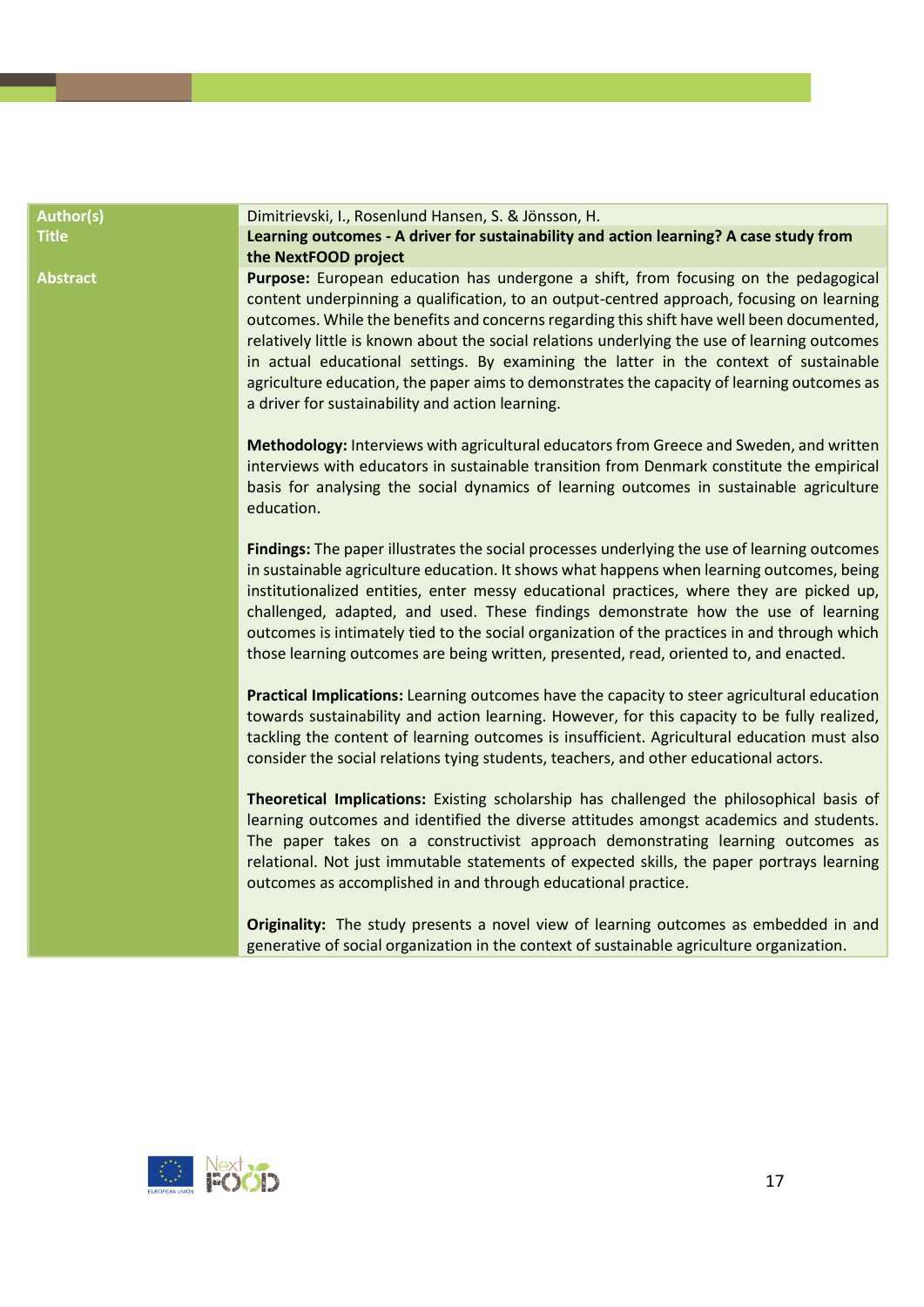| | |
|---|---|
| **Author(s)** | Dimitrievski, I., Rosenlund Hansen, S. & Jönsson, H. |
| **Title** | **Learning outcomes - A driver for sustainability and action learning? A case study from the NextFOOD project** |
| **Abstract** | **Purpose:** European education has undergone a shift, from focusing on the pedagogical content underpinning a qualification, to an output-centred approach, focusing on learning outcomes. While the benefits and concerns regarding this shift have well been documented, relatively little is known about the social relations underlying the use of learning outcomes in actual educational settings. By examining the latter in the context of sustainable agriculture education, the paper aims to demonstrates the capacity of learning outcomes as a driver for sustainability and action learning.<br><br>**Methodology:** Interviews with agricultural educators from Greece and Sweden, and written interviews with educators in sustainable transition from Denmark constitute the empirical basis for analysing the social dynamics of learning outcomes in sustainable agriculture education.<br><br>**Findings:** The paper illustrates the social processes underlying the use of learning outcomes in sustainable agriculture education. It shows what happens when learning outcomes, being institutionalized entities, enter messy educational practices, where they are picked up, challenged, adapted, and used. These findings demonstrate how the use of learning outcomes is intimately tied to the social organization of the practices in and through which those learning outcomes are being written, presented, read, oriented to, and enacted.<br><br>**Practical Implications:** Learning outcomes have the capacity to steer agricultural education towards sustainability and action learning. However, for this capacity to be fully realized, tackling the content of learning outcomes is insufficient. Agricultural education must also consider the social relations tying students, teachers, and other educational actors.<br><br>**Theoretical Implications:** Existing scholarship has challenged the philosophical basis of learning outcomes and identified the diverse attitudes amongst academics and students. The paper takes on a constructivist approach demonstrating learning outcomes as relational. Not just immutable statements of expected skills, the paper portrays learning outcomes as accomplished in and through educational practice.<br><br>**Originality:** The study presents a novel view of learning outcomes as embedded in and generative of social organization in the context of sustainable agriculture organization. |